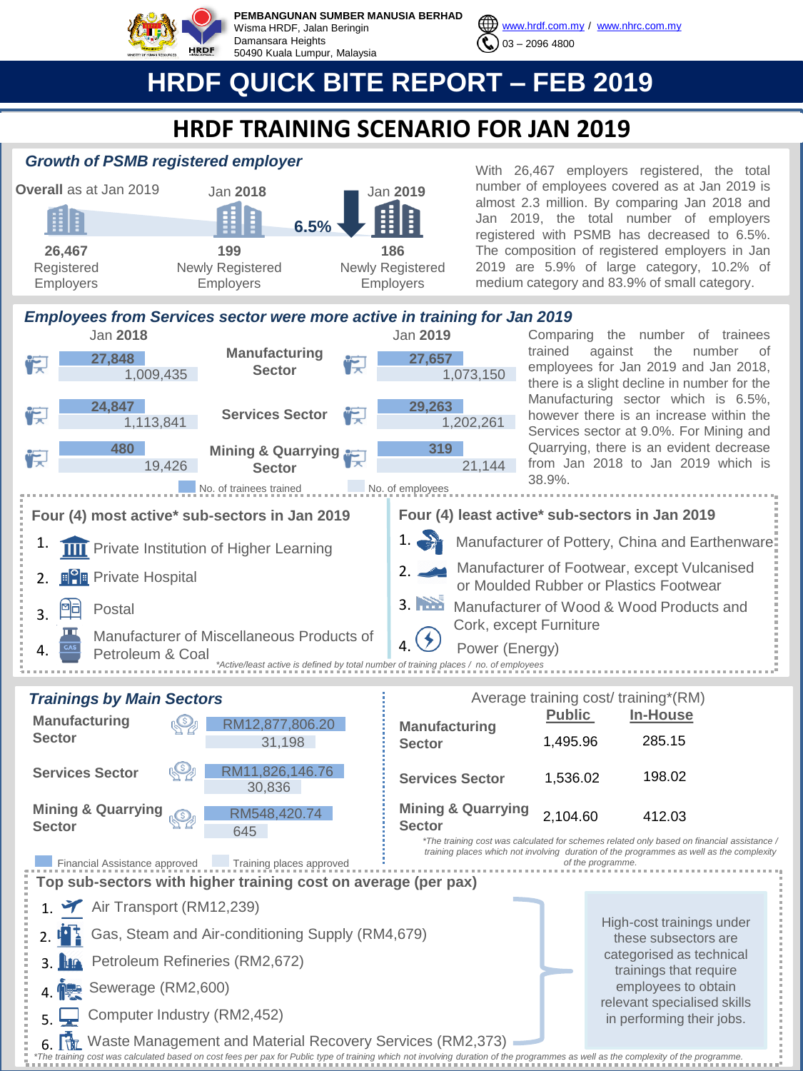PEMBANGUNAN SUMBER MANUSIA BERHAD
Wisma HRDF, Jalan Beringin
Damansara Heights
50490 Kuala Lumpur, Malaysia

www.hrdf.com.my / www.nhrc.com.my
03 – 2096 4800

# HRDF QUICK BITE REPORT – FEB 2019

## HRDF TRAINING SCENARIO FOR JAN 2019

### *Growth of PSMB registered employer*

| Overall as at Jan 2019 | Jan 2018 | Jan 2019 |
|---|---|---|
| 26,467 Registered Employers | 199 Newly Registered Employers | 186 Newly Registered Employers |

6.5% decrease

With 26,467 employers registered, the total number of employees covered as at Jan 2019 is almost 2.3 million. By comparing Jan 2018 and Jan 2019, the total number of employers registered with PSMB has decreased to 6.5%. The composition of registered employers in Jan 2019 are 5.9% of large category, 10.2% of medium category and 83.9% of small category.

### *Employees from Services sector were more active in training for Jan 2019*

| Sector | Jan 2018 No. of trainees trained | Jan 2018 No. of employees | Jan 2019 No. of trainees trained | Jan 2019 No. of employees |
|---|---|---|---|---|
| Manufacturing Sector | 27,848 | 1,009,435 | 27,657 | 1,073,150 |
| Services Sector | 24,847 | 1,113,841 | 29,263 | 1,202,261 |
| Mining & Quarrying Sector | 480 | 19,426 | 319 | 21,144 |

Comparing the number of trainees trained against the number of employees for Jan 2019 and Jan 2018, there is a slight decline in number for the Manufacturing sector which is 6.5%, however there is an increase within the Services sector at 9.0%. For Mining and Quarrying, there is an evident decrease from Jan 2018 to Jan 2019 which is 38.9%.

#### Four (4) most active* sub-sectors in Jan 2019

1. Private Institution of Higher Learning
2. Private Hospital
3. Postal
4. Manufacturer of Miscellaneous Products of Petroleum & Coal

#### Four (4) least active* sub-sectors in Jan 2019

1. Manufacturer of Pottery, China and Earthenware
2. Manufacturer of Footwear, except Vulcanised or Moulded Rubber or Plastics Footwear
3. Manufacturer of Wood & Wood Products and Cork, except Furniture
4. Power (Energy)

*Active/least active is defined by total number of training places / no. of employees

### *Trainings by Main Sectors*

| Sector | Financial Assistance approved | Training places approved |
|---|---|---|
| Manufacturing Sector | RM12,877,806.20 | 31,198 |
| Services Sector | RM11,826,146.76 | 30,836 |
| Mining & Quarrying Sector | RM548,420.74 | 645 |

Average training cost/ training*(RM)

| Sector | Public | In-House |
|---|---|---|
| Manufacturing Sector | 1,495.96 | 285.15 |
| Services Sector | 1,536.02 | 198.02 |
| Mining & Quarrying Sector | 2,104.60 | 412.03 |

*The training cost was calculated for schemes related only based on financial assistance / training places which not involving duration of the programmes as well as the complexity of the programme.

#### Top sub-sectors with higher training cost on average (per pax)

1. Air Transport (RM12,239)
2. Gas, Steam and Air-conditioning Supply (RM4,679)
3. Petroleum Refineries (RM2,672)
4. Sewerage (RM2,600)
5. Computer Industry (RM2,452)
6. Waste Management and Material Recovery Services (RM2,373)

High-cost trainings under these subsectors are categorised as technical trainings that require employees to obtain relevant specialised skills in performing their jobs.

*The training cost was calculated based on cost fees per pax for Public type of training which not involving duration of the programmes as well as the complexity of the programme.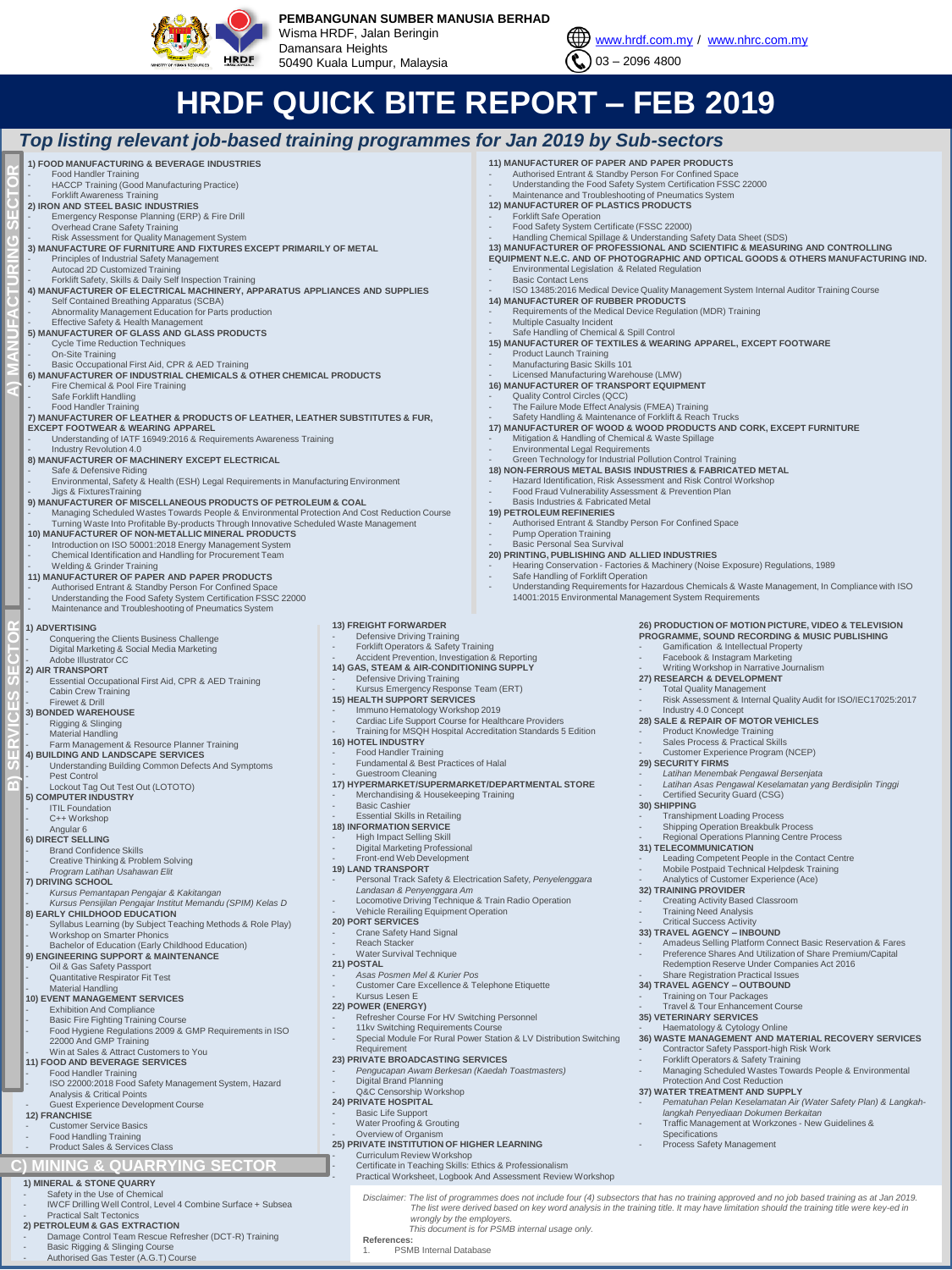**PEMBANGUNAN SUMBER MANUSIA BERHAD**
Wisma HRDF, Jalan Beringin
Damansara Heights
50490 Kuala Lumpur, Malaysia

www.hrdf.com.my / www.nhrc.com.my
03 – 2096 4800

# HRDF QUICK BITE REPORT – FEB 2019

## *Top listing relevant job-based training programmes for Jan 2019 by Sub-sectors*

### A) MANUFACTURING SECTOR

**1) FOOD MANUFACTURING & BEVERAGE INDUSTRIES**
- Food Handler Training
- HACCP Training (Good Manufacturing Practice)
- Forklift Awareness Training

**2) IRON AND STEEL BASIC INDUSTRIES**
- Emergency Response Planning (ERP) & Fire Drill
- Overhead Crane Safety Training
- Risk Assessment for Quality Management System

**3) MANUFACTURE OF FURNITURE AND FIXTURES EXCEPT PRIMARILY OF METAL**
- Principles of Industrial Safety Management
- Autocad 2D Customized Training
- Forklift Safety, Skills & Daily Self Inspection Training

**4) MANUFACTURER OF ELECTRICAL MACHINERY, APPARATUS APPLIANCES AND SUPPLIES**
- Self Contained Breathing Apparatus (SCBA)
- Abnormality Management Education for Parts production
- Effective Safety & Health Management

**5) MANUFACTURER OF GLASS AND GLASS PRODUCTS**
- Cycle Time Reduction Techniques
- On-Site Training
- Basic Occupational First Aid, CPR & AED Training

**6) MANUFACTURER OF INDUSTRIAL CHEMICALS & OTHER CHEMICAL PRODUCTS**
- Fire Chemical & Pool Fire Training
- Safe Forklift Handling
- Food Handler Training

**7) MANUFACTURER OF LEATHER & PRODUCTS OF LEATHER, LEATHER SUBSTITUTES & FUR, EXCEPT FOOTWEAR & WEARING APPAREL**
- Understanding of IATF 16949:2016 & Requirements Awareness Training
- Industry Revolution 4.0

**8) MANUFACTURER OF MACHINERY EXCEPT ELECTRICAL**
- Safe & Defensive Riding
- Environmental, Safety & Health (ESH) Legal Requirements in Manufacturing Environment
- Jigs & FixturesTraining

**9) MANUFACTURER OF MISCELLANEOUS PRODUCTS OF PETROLEUM & COAL**
- Managing Scheduled Wastes Towards People & Environmental Protection And Cost Reduction Course
- Turning Waste Into Profitable By-products Through Innovative Scheduled Waste Management

**10) MANUFACTURER OF NON-METALLIC MINERAL PRODUCTS**
- Introduction on ISO 50001:2018 Energy Management System
- Chemical Identification and Handling for Procurement Team
- Welding & Grinder Training

**11) MANUFACTURER OF PAPER AND PAPER PRODUCTS**
- Authorised Entrant & Standby Person For Confined Space
- Understanding the Food Safety System Certification FSSC 22000
- Maintenance and Troubleshooting of Pneumatics System

**11) MANUFACTURER OF PAPER AND PAPER PRODUCTS**
- Authorised Entrant & Standby Person For Confined Space
- Understanding the Food Safety System Certification FSSC 22000
- Maintenance and Troubleshooting of Pneumatics System

**12) MANUFACTURER OF PLASTICS PRODUCTS**
- Forklift Safe Operation
- Food Safety System Certificate (FSSC 22000)
- Handling Chemical Spillage & Understanding Safety Data Sheet (SDS)

**13) MANUFACTURER OF PROFESSIONAL AND SCIENTIFIC & MEASURING AND CONTROLLING EQUIPMENT N.E.C. AND OF PHOTOGRAPHIC AND OPTICAL GOODS & OTHERS MANUFACTURING IND.**
- Environmental Legislation & Related Regulation
- Basic Contact Lens
- ISO 13485:2016 Medical Device Quality Management System Internal Auditor Training Course

**14) MANUFACTURER OF RUBBER PRODUCTS**
- Requirements of the Medical Device Regulation (MDR) Training
- Multiple Casualty Incident
- Safe Handling of Chemical & Spill Control

**15) MANUFACTURER OF TEXTILES & WEARING APPAREL, EXCEPT FOOTWARE**
- Product Launch Training
- Manufacturing Basic Skills 101
- Licensed Manufacturing Warehouse (LMW)

**16) MANUFACTURER OF TRANSPORT EQUIPMENT**
- Quality Control Circles (QCC)
- The Failure Mode Effect Analysis (FMEA) Training
- Safety Handling & Maintenance of Forklift & Reach Trucks

**17) MANUFACTURER OF WOOD & WOOD PRODUCTS AND CORK, EXCEPT FURNITURE**
- Mitigation & Handling of Chemical & Waste Spillage
- Environmental Legal Requirements
- Green Technology for Industrial Pollution Control Training

**18) NON-FERROUS METAL BASIS INDUSTRIES & FABRICATED METAL**
- Hazard Identification, Risk Assessment and Risk Control Workshop
- Food Fraud Vulnerability Assessment & Prevention Plan
- Basis Industries & Fabricated Metal

**19) PETROLEUM REFINERIES**
- Authorised Entrant & Standby Person For Confined Space
- Pump Operation Training
- Basic Personal Sea Survival

**20) PRINTING, PUBLISHING AND ALLIED INDUSTRIES**
- Hearing Conservation - Factories & Machinery (Noise Exposure) Regulations, 1989
- Safe Handling of Forklift Operation
- Understanding Requirements for Hazardous Chemicals & Waste Management, In Compliance with ISO 14001:2015 Environmental Management System Requirements

### B) SERVICES SECTOR

**1) ADVERTISING**
- Conquering the Clients Business Challenge
- Digital Marketing & Social Media Marketing
- Adobe Illustrator CC

**2) AIR TRANSPORT**
- Essential Occupational First Aid, CPR & AED Training
- Cabin Crew Training
- Firewet & Drill

**3) BONDED WAREHOUSE**
- Rigging & Slinging
- Material Handling
- Farm Management & Resource Planner Training

**4) BUILDING AND LANDSCAPE SERVICES**
- Understanding Building Common Defects And Symptoms
- Pest Control
- Lockout Tag Out Test Out (LOTOTO)

**5) COMPUTER INDUSTRY**
- ITIL Foundation
- C++ Workshop
- Angular 6

**6) DIRECT SELLING**
- Brand Confidence Skills
- Creative Thinking & Problem Solving
- *Program Latihan Usahawan Elit*

**7) DRIVING SCHOOL**
- *Kursus Pemantapan Pengajar & Kakitangan*
- *Kursus Pensijilan Pengajar Institut Memandu (SPIM) Kelas D*

**8) EARLY CHILDHOOD EDUCATION**
- Syllabus Learning (by Subject Teaching Methods & Role Play)
- Workshop on Smarter Phonics
- Bachelor of Education (Early Childhood Education)

**9) ENGINEERING SUPPORT & MAINTENANCE**
- Oil & Gas Safety Passport
- Quantitative Respirator Fit Test
- Material Handling

**10) EVENT MANAGEMENT SERVICES**
- Exhibition And Compliance
- Basic Fire Fighting Training Course
- Food Hygiene Regulations 2009 & GMP Requirements in ISO 22000 And GMP Training
- Win at Sales & Attract Customers to You

**11) FOOD AND BEVERAGE SERVICES**
- Food Handler Training
- ISO 22000:2018 Food Safety Management System, Hazard Analysis & Critical Points
- Guest Experience Development Course

**12) FRANCHISE**
- Customer Service Basics
- Food Handling Training
- Product Sales & Services Class

**13) FREIGHT FORWARDER**
- Defensive Driving Training
- Forklift Operators & Safety Training
- Accident Prevention, Investigation & Reporting

**14) GAS, STEAM & AIR-CONDITIONING SUPPLY**
- Defensive Driving Training
- Kursus Emergency Response Team (ERT)

**15) HEALTH SUPPORT SERVICES**
- Immuno Hematology Workshop 2019
- Cardiac Life Support Course for Healthcare Providers
- Training for MSQH Hospital Accreditation Standards 5 Edition

**16) HOTEL INDUSTRY**
- Food Handler Training
- Fundamental & Best Practices of Halal
- Guestroom Cleaning

**17) HYPERMARKET/SUPERMARKET/DEPARTMENTAL STORE**
- Merchandising & Housekeeping Training
- Basic Cashier
- Essential Skills in Retailing

**18) INFORMATION SERVICE**
- High Impact Selling Skill
- Digital Marketing Professional
- Front-end Web Development

**19) LAND TRANSPORT**
- Personal Track Safety & Electrication Safety, *Penyelenggara Landasan & Penyenggara Am*
- Locomotive Driving Technique & Train Radio Operation
- Vehicle Rerailing Equipment Operation

**20) PORT SERVICES**
- Crane Safety Hand Signal
- Reach Stacker
- Water Survival Technique

**21) POSTAL**
- *Asas Posmen Mel & Kurier Pos*
- Customer Care Excellence & Telephone Etiquette
- Kursus Lesen E

**22) POWER (ENERGY)**
- Refresher Course For HV Switching Personnel
- 11kv Switching Requirements Course
- Special Module For Rural Power Station & LV Distribution Switching Requirement

**23) PRIVATE BROADCASTING SERVICES**
- *Pengucapan Awam Berkesan (Kaedah Toastmasters)*
- Digital Brand Planning
- Q&C Censorship Workshop

**24) PRIVATE HOSPITAL**
- Basic Life Support
- Water Proofing & Grouting
- Overview of Organism

**25) PRIVATE INSTITUTION OF HIGHER LEARNING**
- Curriculum Review Workshop
- Certificate in Teaching Skills: Ethics & Professionalism
- Practical Worksheet, Logbook And Assessment Review Workshop

**26) PRODUCTION OF MOTION PICTURE, VIDEO & TELEVISION PROGRAMME, SOUND RECORDING & MUSIC PUBLISHING**
- Gamification & Intellectual Property
- Facebook & Instagram Marketing
- Writing Workshop in Narrative Journalism

**27) RESEARCH & DEVELOPMENT**
- Total Quality Management
- Risk Assessment & Internal Quality Audit for ISO/IEC17025:2017
- Industry 4.0 Concept

**28) SALE & REPAIR OF MOTOR VEHICLES**
- Product Knowledge Training
- Sales Process & Practical Skills
- Customer Experience Program (NCEP)

**29) SECURITY FIRMS**
- *Latihan Menembak Pengawal Bersenjata*
- *Latihan Asas Pengawal Keselamatan yang Berdisiplin Tinggi*
- Certified Security Guard (CSG)

**30) SHIPPING**
- Transhipment Loading Process
- Shipping Operation Breakbulk Process
- Regional Operations Planning Centre Process

**31) TELECOMMUNICATION**
- Leading Competent People in the Contact Centre
- Mobile Postpaid Technical Helpdesk Training
- Analytics of Customer Experience (Ace)

**32) TRAINING PROVIDER**
- Creating Activity Based Classroom
- Training Need Analysis
- Critical Success Activity

**33) TRAVEL AGENCY – INBOUND**
- Amadeus Selling Platform Connect Basic Reservation & Fares
- Preference Shares And Utilization of Share Premium/Capital Redemption Reserve Under Companies Act 2016
- Share Registration Practical Issues

**34) TRAVEL AGENCY – OUTBOUND**
- Training on Tour Packages
- Travel & Tour Enhancement Course

**35) VETERINARY SERVICES**
- Haematology & Cytology Online

**36) WASTE MANAGEMENT AND MATERIAL RECOVERY SERVICES**
- Contractor Safety Passport-high Risk Work
- Forklift Operators & Safety Training
- Managing Scheduled Wastes Towards People & Environmental Protection And Cost Reduction

**37) WATER TREATMENT AND SUPPLY**
- *Pematuhan Pelan Keselamatan Air (Water Safety Plan) & Langkah-langkah Penyediaan Dokumen Berkaitan*
- Traffic Management at Workzones - New Guidelines & Specifications
- Process Safety Management

### C) MINING & QUARRYING SECTOR

**1) MINERAL & STONE QUARRY**
- Safety in the Use of Chemical
- IWCF Drilling Well Control, Level 4 Combine Surface + Subsea
- Practical Salt Tectonics

**2) PETROLEUM & GAS EXTRACTION**
- Damage Control Team Rescue Refresher (DCT-R) Training
- Basic Rigging & Slinging Course
- Authorised Gas Tester (A.G.T) Course

*Disclaimer: The list of programmes does not include four (4) subsectors that has no training approved and no job based training as at Jan 2019. The list were derived based on key word analysis in the training title. It may have limitation should the training title were key-ed in wrongly by the employers.*
*This document is for PSMB internal usage only.*

**References:**
1. PSMB Internal Database